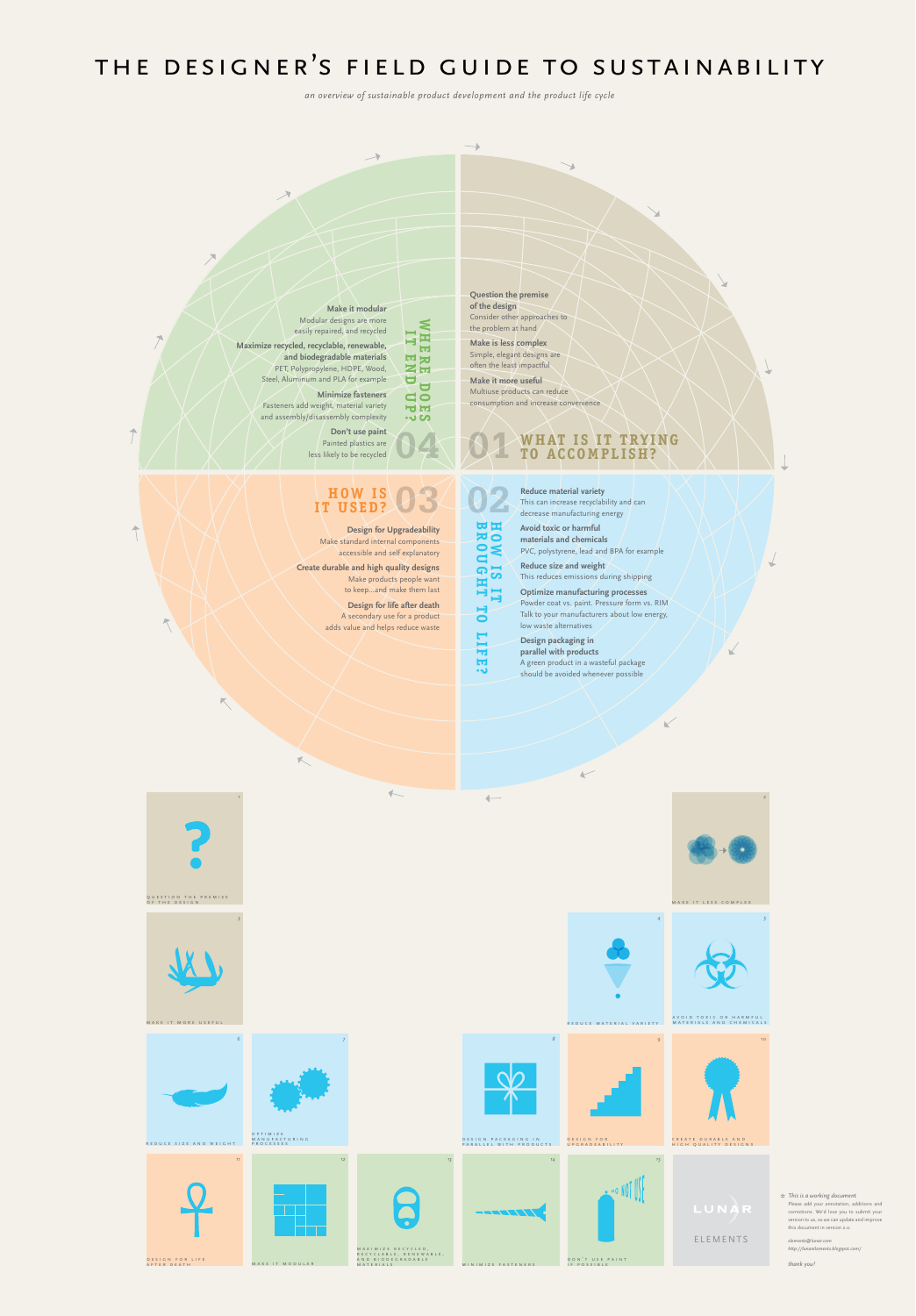# THE DESIGNER'S FIELD GUIDE TO SUSTAINABILITY

*an overview of sustainable product development and the product life cycle*

## 01 WHAT IS IT TRYING TO ACCOMPLISH?

**Question the premise of the design**
Consider other approaches to the problem at hand

**Make is less complex**
Simple, elegant designs are often the least impactful

**Make it more useful**
Multiuse products can reduce consumption and increase convenience

## 02 HOW IS IT BROUGHT TO LIFE?

**Reduce material variety**
This can increase recyclability and can decrease manufacturing energy

**Avoid toxic or harmful materials and chemicals**
PVC, polystyrene, lead and BPA for example

**Reduce size and weight**
This reduces emissions during shipping

**Optimize manufacturing processes**
Powder coat vs. paint. Pressure form vs. RIM
Talk to your manufacturers about low energy, low waste alternatives

**Design packaging in parallel with products**
A green product in a wasteful package should be avoided whenever possible

## 03 HOW IS IT USED?

**Design for Upgradeability**
Make standard internal components accessible and self explanatory

**Create durable and high quality designs**
Make products people want to keep...and make them last

**Design for life after death**
A secondary use for a product adds value and helps reduce waste

## 04 WHERE DOES IT END UP?

**Make it modular**
Modular designs are more easily repaired, and recycled

**Maximize recycled, recyclable, renewable, and biodegradable materials**
PET, Polypropylene, HDPE, Wood, Steel, Aluminum and PLA for example

**Minimize fasteners**
Fasteners add weight, material variety and assembly/disassembly complexity

**Don't use paint**
Painted plastics are less likely to be recycled

1. QUESTION THE PREMISE OF THE DESIGN
2. MAKE IT LESS COMPLEX
3. MAKE IT MORE USEFUL
4. REDUCE MATERIAL VARIETY
5. AVOID TOXIC OR HARMFUL MATERIALS AND CHEMICALS
6. REDUCE SIZE AND WEIGHT
7. OPTIMIZE MANUFACTURING PROCESSES
8. DESIGN PACKAGING IN PARALLEL WITH PRODUCTS
9. DESIGN FOR UPGRADEABILITY
10. CREATE DURABLE AND HIGH QUALITY DESIGNS
11. DESIGN FOR LIFE AFTER DEATH
12. MAKE IT MODULAR
13. MAXIMIZE RECYCLED, RECYCLABLE, RENEWABLE, AND BIODEGRADABLE MATERIALS
14. MINIMIZE FASTENERS
15. DON'T USE PAINT IF POSSIBLE

LUNAR ELEMENTS

☆ *This is a working document*
Please add your annotation, additions and corrections. We'd love you to submit your version to us, so we can update and improve this document in version 2.0.

*elements@lunar.com*
*http://lunarelements.blogspot.com/*

*thank you!*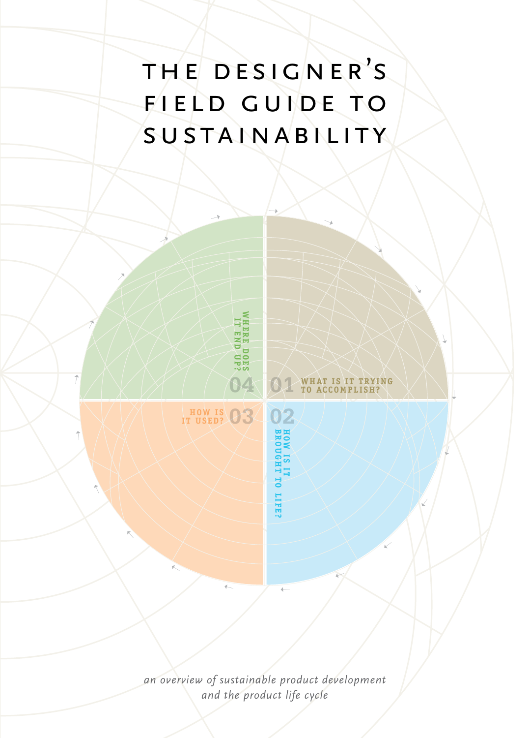# THE DESIGNER'S FIELD GUIDE TO SUSTAINABILITY

01 WHAT IS IT TRYING TO ACCOMPLISH?

02 HOW IS IT BROUGHT TO LIFE?

03 HOW IS IT USED?

04 WHERE DOES IT END UP?

*an overview of sustainable product development and the product life cycle*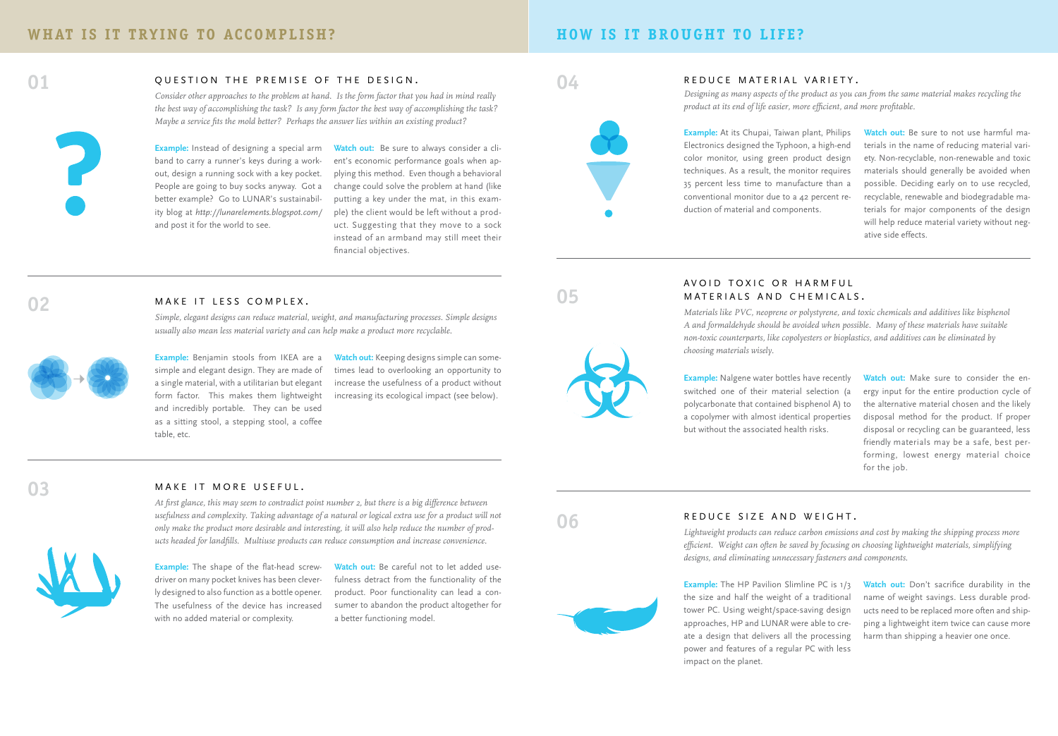## WHAT IS IT TRYING TO ACCOMPLISH?

### 01 QUESTION THE PREMISE OF THE DESIGN.

*Consider other approaches to the problem at hand. Is the form factor that you had in mind really the best way of accomplishing the task? Is any form factor the best way of accomplishing the task? Maybe a service fits the mold better? Perhaps the answer lies within an existing product?*

**Example:** Instead of designing a special arm band to carry a runner's keys during a workout, design a running sock with a key pocket. People are going to buy socks anyway. Got a better example? Go to LUNAR's sustainability blog at *http://lunarelements.blogspot.com/* and post it for the world to see.

**Watch out:** Be sure to always consider a client's economic performance goals when applying this method. Even though a behavioral change could solve the problem at hand (like putting a key under the mat, in this example) the client would be left without a product. Suggesting that they move to a sock instead of an armband may still meet their financial objectives.

### 02 MAKE IT LESS COMPLEX.

*Simple, elegant designs can reduce material, weight, and manufacturing processes. Simple designs usually also mean less material variety and can help make a product more recyclable.*

**Example:** Benjamin stools from IKEA are a simple and elegant design. They are made of a single material, with a utilitarian but elegant form factor. This makes them lightweight and incredibly portable. They can be used as a sitting stool, a stepping stool, a coffee table, etc.

**Watch out:** Keeping designs simple can sometimes lead to overlooking an opportunity to increase the usefulness of a product without increasing its ecological impact (see below).

### 03 MAKE IT MORE USEFUL.

*At first glance, this may seem to contradict point number 2, but there is a big difference between usefulness and complexity. Taking advantage of a natural or logical extra use for a product will not only make the product more desirable and interesting, it will also help reduce the number of products headed for landfills. Multiuse products can reduce consumption and increase convenience.*

**Example:** The shape of the flat-head screwdriver on many pocket knives has been cleverly designed to also function as a bottle opener. The usefulness of the device has increased with no added material or complexity.

**Watch out:** Be careful not to let added usefulness detract from the functionality of the product. Poor functionality can lead a consumer to abandon the product altogether for a better functioning model.

## HOW IS IT BROUGHT TO LIFE?

### 04 REDUCE MATERIAL VARIETY.

*Designing as many aspects of the product as you can from the same material makes recycling the product at its end of life easier, more efficient, and more profitable.*

**Example:** At its Chupai, Taiwan plant, Philips Electronics designed the Typhoon, a high-end color monitor, using green product design techniques. As a result, the monitor requires 35 percent less time to manufacture than a conventional monitor due to a 42 percent reduction of material and components.

**Watch out:** Be sure to not use harmful materials in the name of reducing material variety. Non-recyclable, non-renewable and toxic materials should generally be avoided when possible. Deciding early on to use recycled, recyclable, renewable and biodegradable materials for major components of the design will help reduce material variety without negative side effects.

### 05 AVOID TOXIC OR HARMFUL MATERIALS AND CHEMICALS.

*Materials like PVC, neoprene or polystyrene, and toxic chemicals and additives like bisphenol A and formaldehyde should be avoided when possible. Many of these materials have suitable non-toxic counterparts, like copolyesters or bioplastics, and additives can be eliminated by choosing materials wisely.*

**Example:** Nalgene water bottles have recently switched one of their material selection (a polycarbonate that contained bisphenol A) to a copolymer with almost identical properties but without the associated health risks.

**Watch out:** Make sure to consider the energy input for the entire production cycle of the alternative material chosen and the likely disposal method for the product. If proper disposal or recycling can be guaranteed, less friendly materials may be a safe, best performing, lowest energy material choice for the job.

### 06 REDUCE SIZE AND WEIGHT.

*Lightweight products can reduce carbon emissions and cost by making the shipping process more efficient. Weight can often be saved by focusing on choosing lightweight materials, simplifying designs, and eliminating unnecessary fasteners and components.*

**Example:** The HP Pavilion Slimline PC is 1/3 the size and half the weight of a traditional tower PC. Using weight/space-saving design approaches, HP and LUNAR were able to create a design that delivers all the processing power and features of a regular PC with less impact on the planet.

**Watch out:** Don't sacrifice durability in the name of weight savings. Less durable products need to be replaced more often and shipping a lightweight item twice can cause more harm than shipping a heavier one once.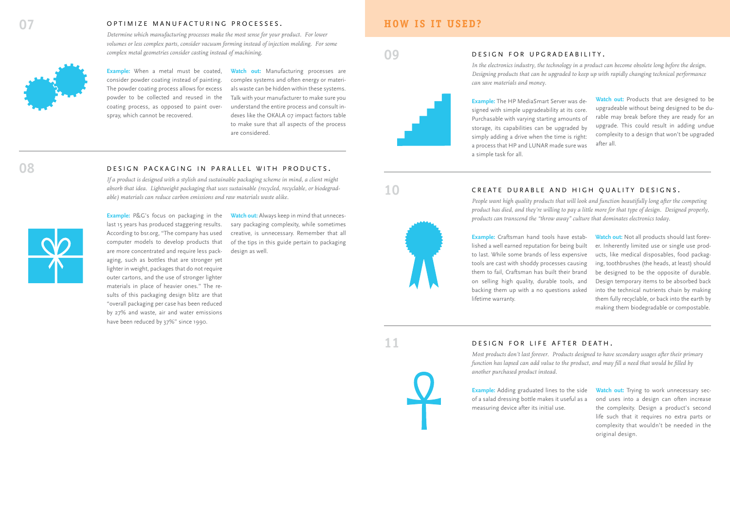## 07 OPTIMIZE MANUFACTURING PROCESSES.

*Determine which manufacturing processes make the most sense for your product. For lower volumes or less complex parts, consider vacuum forming instead of injection molding. For some complex metal geometries consider casting instead of machining.*

**Example:** When a metal must be coated, consider powder coating instead of painting. The powder coating process allows for excess powder to be collected and reused in the coating process, as opposed to paint overspray, which cannot be recovered.

**Watch out:** Manufacturing processes are complex systems and often energy or materials waste can be hidden within these systems. Talk with your manufacturer to make sure you understand the entire process and consult indexes like the OKALA 07 impact factors table to make sure that all aspects of the process are considered.

## 08 DESIGN PACKAGING IN PARALLEL WITH PRODUCTS.

*If a product is designed with a stylish and sustainable packaging scheme in mind, a client might absorb that idea. Lightweight packaging that uses sustainable (recycled, recyclable, or biodegradable) materials can reduce carbon emissions and raw materials waste alike.*

**Example:** P&G's focus on packaging in the last 15 years has produced staggering results. According to bsr.org, "The company has used computer models to develop products that are more concentrated and require less packaging, such as bottles that are stronger yet lighter in weight, packages that do not require outer cartons, and the use of stronger lighter materials in place of heavier ones." The results of this packaging design blitz are that "overall packaging per case has been reduced by 27% and waste, air and water emissions have been reduced by 37%" since 1990.

**Watch out:** Always keep in mind that unnecessary packaging complexity, while sometimes creative, is unnecessary. Remember that all of the tips in this guide pertain to packaging design as well.

# HOW IS IT USED?

## 09 DESIGN FOR UPGRADEABILITY.

*In the electronics industry, the technology in a product can become obsolete long before the design. Designing products that can be upgraded to keep up with rapidly changing technical performance can save materials and money.*

**Example:** The HP MediaSmart Server was designed with simple upgradeability at its core. Purchasable with varying starting amounts of storage, its capabilities can be upgraded by simply adding a drive when the time is right: a process that HP and LUNAR made sure was a simple task for all.

**Watch out:** Products that are designed to be upgradeable without being designed to be durable may break before they are ready for an upgrade. This could result in adding undue complexity to a design that won't be upgraded after all.

## 10 CREATE DURABLE AND HIGH QUALITY DESIGNS.

*People want high quality products that will look and function beautifully long after the competing product has died, and they're willing to pay a little more for that type of design. Designed properly, products can transcend the "throw away" culture that dominates electronics today.*

**Example:** Craftsman hand tools have established a well earned reputation for being built to last. While some brands of less expensive tools are cast with shoddy processes causing them to fail, Craftsman has built their brand on selling high quality, durable tools, and backing them up with a no questions asked lifetime warranty.

**Watch out:** Not all products should last forever. Inherently limited use or single use products, like medical disposables, food packaging, toothbrushes (the heads, at least) should be designed to be the opposite of durable. Design temporary items to be absorbed back into the technical nutrients chain by making them fully recyclable, or back into the earth by making them biodegradable or compostable.

## 11 DESIGN FOR LIFE AFTER DEATH.

*Most products don't last forever. Products designed to have secondary usages after their primary function has lapsed can add value to the product, and may fill a need that would be filled by another purchased product instead.*

**Example:** Adding graduated lines to the side of a salad dressing bottle makes it useful as a measuring device after its initial use.

**Watch out:** Trying to work unnecessary second uses into a design can often increase the complexity. Design a product's second life such that it requires no extra parts or complexity that wouldn't be needed in the original design.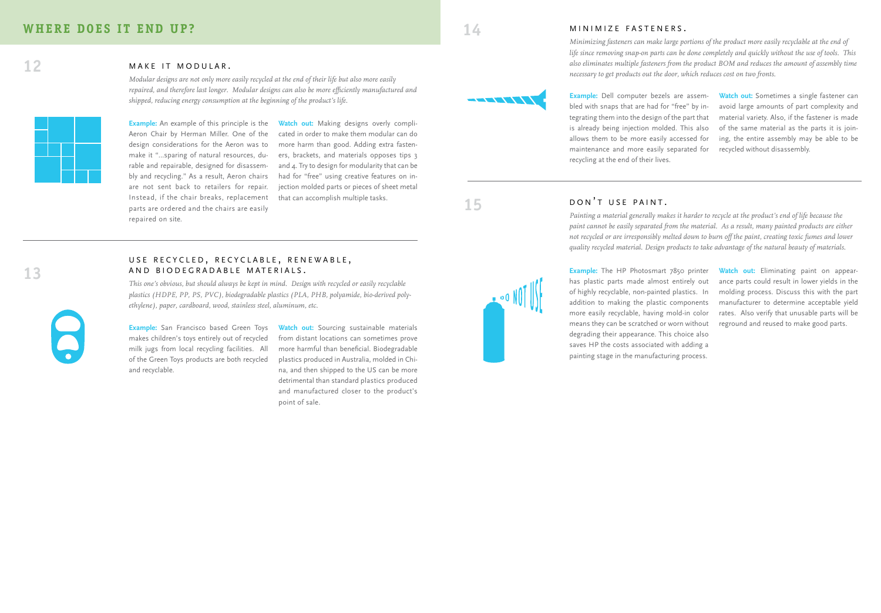# WHERE DOES IT END UP?

## 12 MAKE IT MODULAR.

*Modular designs are not only more easily recycled at the end of their life but also more easily repaired, and therefore last longer. Modular designs can also be more efficiently manufactured and shipped, reducing energy consumption at the beginning of the product's life.*

**Example:** An example of this principle is the Aeron Chair by Herman Miller. One of the design considerations for the Aeron was to make it "...sparing of natural resources, durable and repairable, designed for disassembly and recycling." As a result, Aeron chairs are not sent back to retailers for repair. Instead, if the chair breaks, replacement parts are ordered and the chairs are easily repaired on site.

**Watch out:** Making designs overly complicated in order to make them modular can do more harm than good. Adding extra fasteners, brackets, and materials opposes tips 3 and 4. Try to design for modularity that can be had for "free" using creative features on injection molded parts or pieces of sheet metal that can accomplish multiple tasks.

## 13 USE RECYCLED, RECYCLABLE, RENEWABLE, AND BIODEGRADABLE MATERIALS.

*This one's obvious, but should always be kept in mind. Design with recycled or easily recyclable plastics (HDPE, PP, PS, PVC), biodegradable plastics (PLA, PHB, polyamide, bio-derived polyethylene), paper, cardboard, wood, stainless steel, aluminum, etc.*

**Example:** San Francisco based Green Toys makes children's toys entirely out of recycled milk jugs from local recycling facilities. All of the Green Toys products are both recycled and recyclable.

**Watch out:** Sourcing sustainable materials from distant locations can sometimes prove more harmful than beneficial. Biodegradable plastics produced in Australia, molded in China, and then shipped to the US can be more detrimental than standard plastics produced and manufactured closer to the product's point of sale.

## 14 MINIMIZE FASTENERS.

*Minimizing fasteners can make large portions of the product more easily recyclable at the end of life since removing snap-on parts can be done completely and quickly without the use of tools. This also eliminates multiple fasteners from the product BOM and reduces the amount of assembly time necessary to get products out the door, which reduces cost on two fronts.*

**Example:** Dell computer bezels are assembled with snaps that are had for "free" by integrating them into the design of the part that is already being injection molded. This also allows them to be more easily accessed for maintenance and more easily separated for recycling at the end of their lives.

**Watch out:** Sometimes a single fastener can avoid large amounts of part complexity and material variety. Also, if the fastener is made of the same material as the parts it is joining, the entire assembly may be able to be recycled without disassembly.

## 15 DON'T USE PAINT.

*Painting a material generally makes it harder to recycle at the product's end of life because the paint cannot be easily separated from the material. As a result, many painted products are either not recycled or are irresponsibly melted down to burn off the paint, creating toxic fumes and lower quality recycled material. Design products to take advantage of the natural beauty of materials.*

**Example:** The HP Photosmart 7850 printer has plastic parts made almost entirely out of highly recyclable, non-painted plastics. In addition to making the plastic components more easily recyclable, having mold-in color means they can be scratched or worn without degrading their appearance. This choice also saves HP the costs associated with adding a painting stage in the manufacturing process.

**Watch out:** Eliminating paint on appearance parts could result in lower yields in the molding process. Discuss this with the part manufacturer to determine acceptable yield rates. Also verify that unusable parts will be reground and reused to make good parts.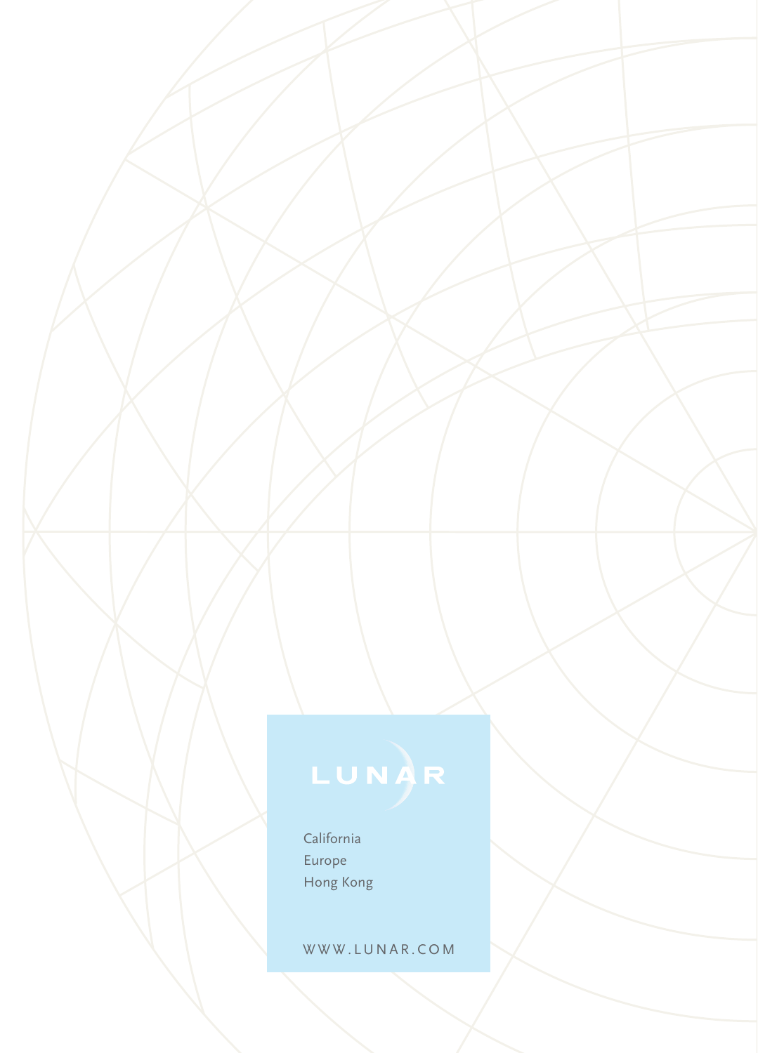LUNAR

California
Europe
Hong Kong

WWW.LUNAR.COM